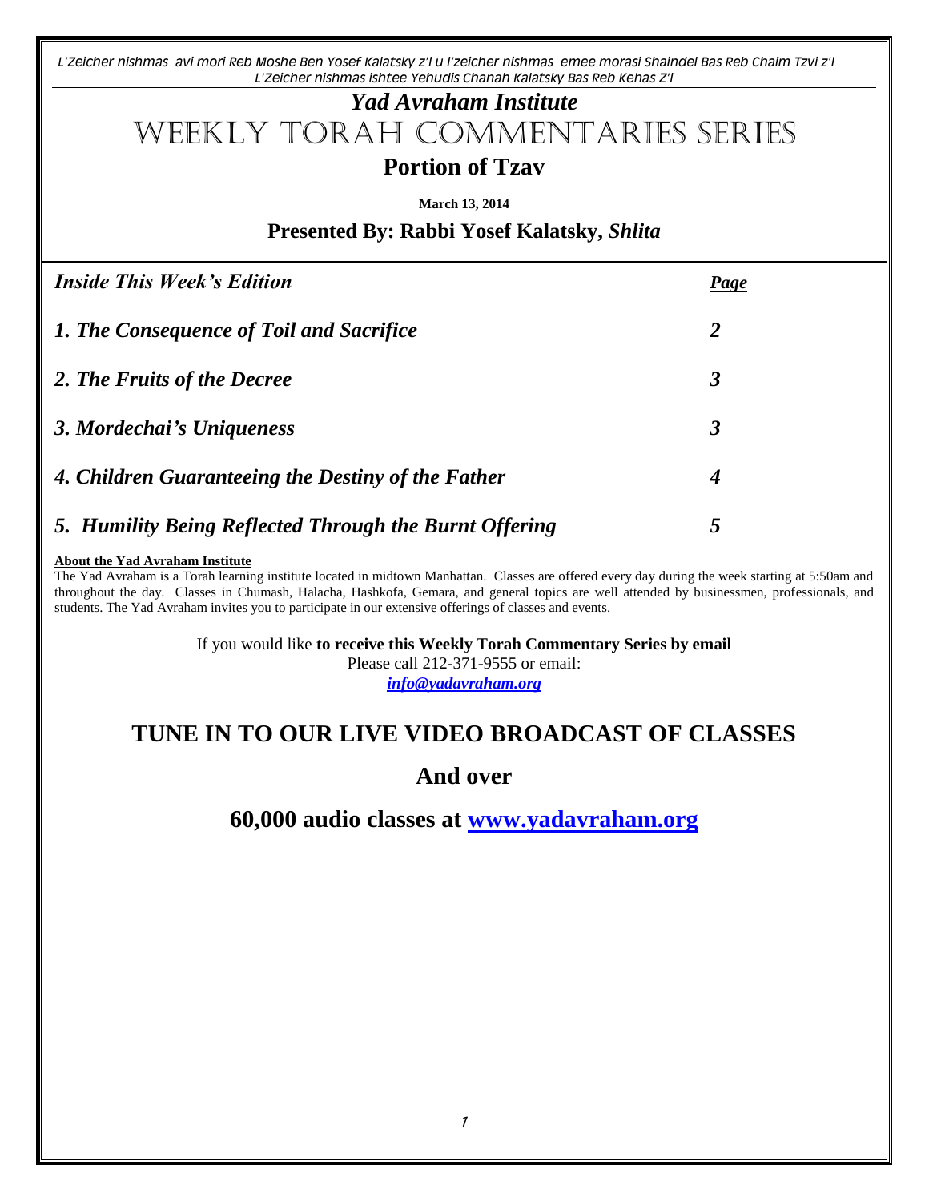*L'Zeicher nishmas avi mori Reb Moshe Ben Yosef Kalatsky z'l u l'zeicher nishmas emee morasi Shaindel Bas Reb Chaim Tzvi z'l*
*L'Zeicher nishmas ishtee Yehudis Chanah Kalatsky Bas Reb Kehas Z'l*

# *Yad Avraham Institute*

# WEEKLY TORAH COMMENTARIES SERIES

## Portion of Tzav

**March 13, 2014**

**Presented By: Rabbi Yosef Kalatsky, *Shlita***

| ***Inside This Week's Edition*** | ***Page*** |
|---|---|
| ***1. The Consequence of Toil and Sacrifice*** | ***2*** |
| ***2. The Fruits of the Decree*** | ***3*** |
| ***3. Mordechai's Uniqueness*** | ***3*** |
| ***4. Children Guaranteeing the Destiny of the Father*** | ***4*** |
| ***5. Humility Being Reflected Through the Burnt Offering*** | ***5*** |

**About the Yad Avraham Institute**

The Yad Avraham is a Torah learning institute located in midtown Manhattan. Classes are offered every day during the week starting at 5:50am and throughout the day. Classes in Chumash, Halacha, Hashkofa, Gemara, and general topics are well attended by businessmen, professionals, and students. The Yad Avraham invites you to participate in our extensive offerings of classes and events.

If you would like **to receive this Weekly Torah Commentary Series by email**
Please call 212-371-9555 or email:
***info@yadavraham.org***

## TUNE IN TO OUR LIVE VIDEO BROADCAST OF CLASSES

## And over

## 60,000 audio classes at www.yadavraham.org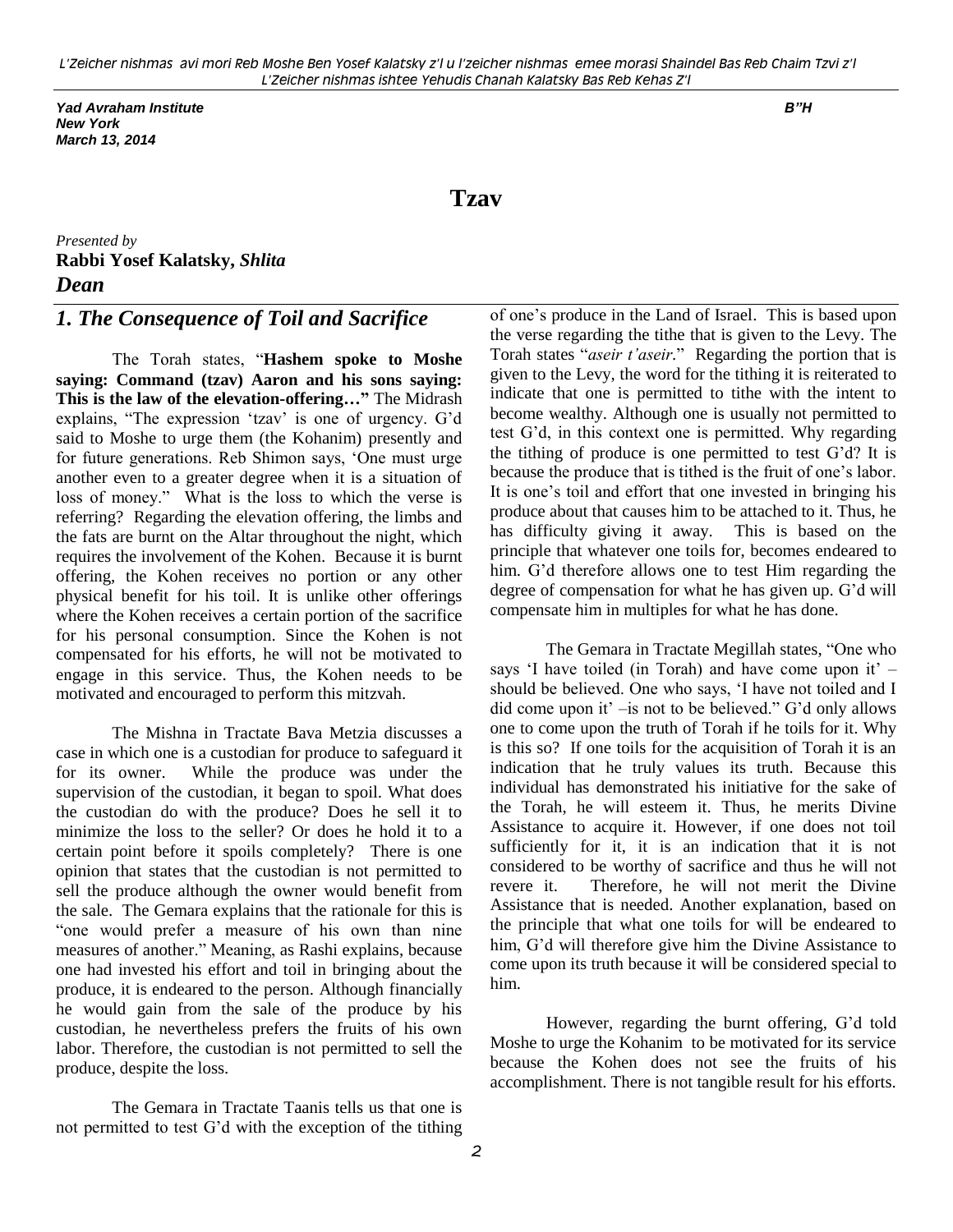L'Zeicher nishmas avi mori Reb Moshe Ben Yosef Kalatsky z'l u l'zeicher nishmas emee morasi Shaindel Bas Reb Chaim Tzvi z'l
L'Zeicher nishmas ishtee Yehudis Chanah Kalatsky Bas Reb Kehas Z'l

***Yad Avraham Institute***
***New York***
***March 13, 2014***

***B"H***

# Tzav

*Presented by*
**Rabbi Yosef Kalatsky, *Shlita***
***Dean***

## *1. The Consequence of Toil and Sacrifice*

The Torah states, "**Hashem spoke to Moshe saying: Command (tzav) Aaron and his sons saying: This is the law of the elevation-offering…"** The Midrash explains, "The expression 'tzav' is one of urgency. G'd said to Moshe to urge them (the Kohanim) presently and for future generations. Reb Shimon says, 'One must urge another even to a greater degree when it is a situation of loss of money." What is the loss to which the verse is referring? Regarding the elevation offering, the limbs and the fats are burnt on the Altar throughout the night, which requires the involvement of the Kohen. Because it is burnt offering, the Kohen receives no portion or any other physical benefit for his toil. It is unlike other offerings where the Kohen receives a certain portion of the sacrifice for his personal consumption. Since the Kohen is not compensated for his efforts, he will not be motivated to engage in this service. Thus, the Kohen needs to be motivated and encouraged to perform this mitzvah.

The Mishna in Tractate Bava Metzia discusses a case in which one is a custodian for produce to safeguard it for its owner. While the produce was under the supervision of the custodian, it began to spoil. What does the custodian do with the produce? Does he sell it to minimize the loss to the seller? Or does he hold it to a certain point before it spoils completely? There is one opinion that states that the custodian is not permitted to sell the produce although the owner would benefit from the sale. The Gemara explains that the rationale for this is "one would prefer a measure of his own than nine measures of another." Meaning, as Rashi explains, because one had invested his effort and toil in bringing about the produce, it is endeared to the person. Although financially he would gain from the sale of the produce by his custodian, he nevertheless prefers the fruits of his own labor. Therefore, the custodian is not permitted to sell the produce, despite the loss.

The Gemara in Tractate Taanis tells us that one is not permitted to test G'd with the exception of the tithing of one's produce in the Land of Israel. This is based upon the verse regarding the tithe that is given to the Levy. The Torah states "*aseir t'aseir*." Regarding the portion that is given to the Levy, the word for the tithing it is reiterated to indicate that one is permitted to tithe with the intent to become wealthy. Although one is usually not permitted to test G'd, in this context one is permitted. Why regarding the tithing of produce is one permitted to test G'd? It is because the produce that is tithed is the fruit of one's labor. It is one's toil and effort that one invested in bringing his produce about that causes him to be attached to it. Thus, he has difficulty giving it away. This is based on the principle that whatever one toils for, becomes endeared to him. G'd therefore allows one to test Him regarding the degree of compensation for what he has given up. G'd will compensate him in multiples for what he has done.

The Gemara in Tractate Megillah states, "One who says 'I have toiled (in Torah) and have come upon it' – should be believed. One who says, 'I have not toiled and I did come upon it' –is not to be believed." G'd only allows one to come upon the truth of Torah if he toils for it. Why is this so? If one toils for the acquisition of Torah it is an indication that he truly values its truth. Because this individual has demonstrated his initiative for the sake of the Torah, he will esteem it. Thus, he merits Divine Assistance to acquire it. However, if one does not toil sufficiently for it, it is an indication that it is not considered to be worthy of sacrifice and thus he will not revere it. Therefore, he will not merit the Divine Assistance that is needed. Another explanation, based on the principle that what one toils for will be endeared to him, G'd will therefore give him the Divine Assistance to come upon its truth because it will be considered special to him.

However, regarding the burnt offering, G'd told Moshe to urge the Kohanim to be motivated for its service because the Kohen does not see the fruits of his accomplishment. There is not tangible result for his efforts.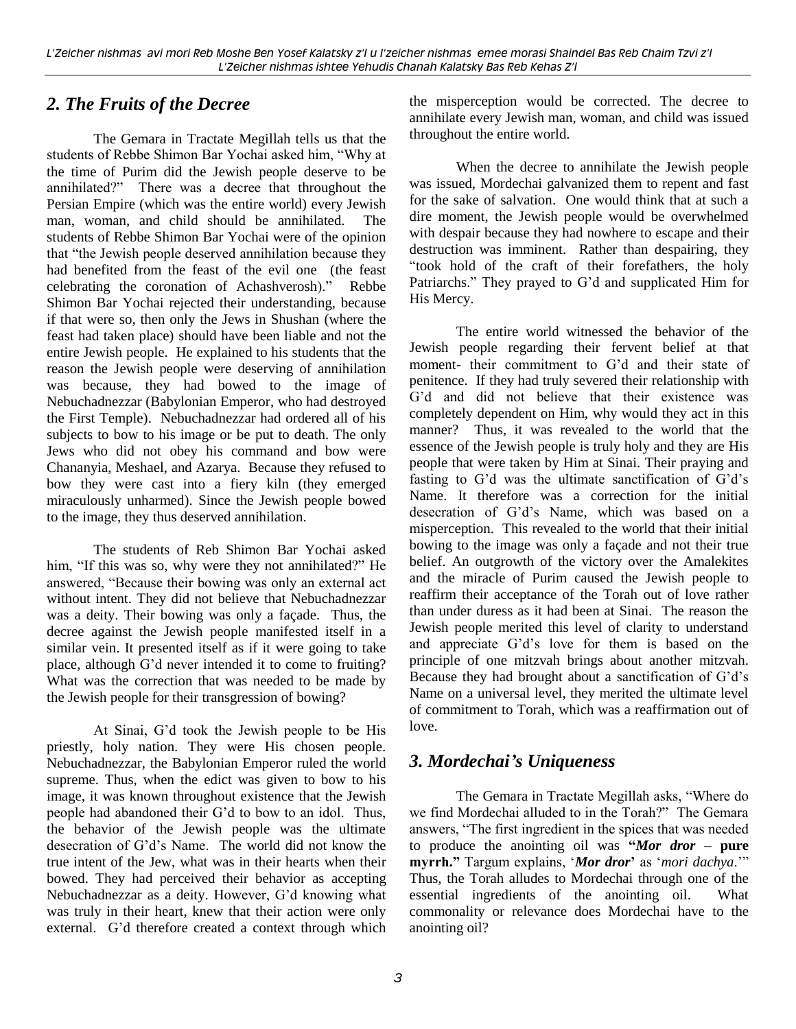## 2. The Fruits of the Decree

The Gemara in Tractate Megillah tells us that the students of Rebbe Shimon Bar Yochai asked him, "Why at the time of Purim did the Jewish people deserve to be annihilated?" There was a decree that throughout the Persian Empire (which was the entire world) every Jewish man, woman, and child should be annihilated. The students of Rebbe Shimon Bar Yochai were of the opinion that "the Jewish people deserved annihilation because they had benefited from the feast of the evil one (the feast celebrating the coronation of Achashverosh)." Rebbe Shimon Bar Yochai rejected their understanding, because if that were so, then only the Jews in Shushan (where the feast had taken place) should have been liable and not the entire Jewish people. He explained to his students that the reason the Jewish people were deserving of annihilation was because, they had bowed to the image of Nebuchadnezzar (Babylonian Emperor, who had destroyed the First Temple). Nebuchadnezzar had ordered all of his subjects to bow to his image or be put to death. The only Jews who did not obey his command and bow were Chananyia, Meshael, and Azarya. Because they refused to bow they were cast into a fiery kiln (they emerged miraculously unharmed). Since the Jewish people bowed to the image, they thus deserved annihilation.

The students of Reb Shimon Bar Yochai asked him, "If this was so, why were they not annihilated?" He answered, "Because their bowing was only an external act without intent. They did not believe that Nebuchadnezzar was a deity. Their bowing was only a façade. Thus, the decree against the Jewish people manifested itself in a similar vein. It presented itself as if it were going to take place, although G'd never intended it to come to fruiting? What was the correction that was needed to be made by the Jewish people for their transgression of bowing?

At Sinai, G'd took the Jewish people to be His priestly, holy nation. They were His chosen people. Nebuchadnezzar, the Babylonian Emperor ruled the world supreme. Thus, when the edict was given to bow to his image, it was known throughout existence that the Jewish people had abandoned their G'd to bow to an idol. Thus, the behavior of the Jewish people was the ultimate desecration of G'd's Name. The world did not know the true intent of the Jew, what was in their hearts when their bowed. They had perceived their behavior as accepting Nebuchadnezzar as a deity. However, G'd knowing what was truly in their heart, knew that their action were only external. G'd therefore created a context through which the misperception would be corrected. The decree to annihilate every Jewish man, woman, and child was issued throughout the entire world.

When the decree to annihilate the Jewish people was issued, Mordechai galvanized them to repent and fast for the sake of salvation. One would think that at such a dire moment, the Jewish people would be overwhelmed with despair because they had nowhere to escape and their destruction was imminent. Rather than despairing, they "took hold of the craft of their forefathers, the holy Patriarchs." They prayed to G'd and supplicated Him for His Mercy.

The entire world witnessed the behavior of the Jewish people regarding their fervent belief at that moment- their commitment to G'd and their state of penitence. If they had truly severed their relationship with G'd and did not believe that their existence was completely dependent on Him, why would they act in this manner? Thus, it was revealed to the world that the essence of the Jewish people is truly holy and they are His people that were taken by Him at Sinai. Their praying and fasting to G'd was the ultimate sanctification of G'd's Name. It therefore was a correction for the initial desecration of G'd's Name, which was based on a misperception. This revealed to the world that their initial bowing to the image was only a façade and not their true belief. An outgrowth of the victory over the Amalekites and the miracle of Purim caused the Jewish people to reaffirm their acceptance of the Torah out of love rather than under duress as it had been at Sinai. The reason the Jewish people merited this level of clarity to understand and appreciate G'd's love for them is based on the principle of one mitzvah brings about another mitzvah. Because they had brought about a sanctification of G'd's Name on a universal level, they merited the ultimate level of commitment to Torah, which was a reaffirmation out of love.

## 3. Mordechai's Uniqueness

The Gemara in Tractate Megillah asks, "Where do we find Mordechai alluded to in the Torah?" The Gemara answers, "The first ingredient in the spices that was needed to produce the anointing oil was **"*Mor dror* – pure myrrh."** Targum explains, '***Mor dror***' as '*mori dachya*.'" Thus, the Torah alludes to Mordechai through one of the essential ingredients of the anointing oil. What commonality or relevance does Mordechai have to the anointing oil?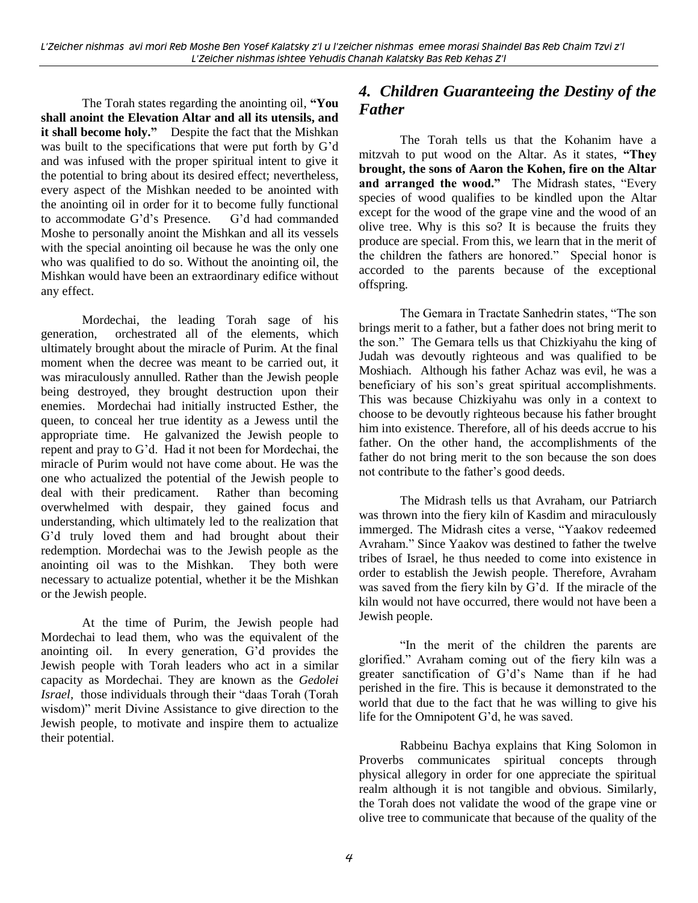The Torah states regarding the anointing oil, **"You shall anoint the Elevation Altar and all its utensils, and it shall become holy."** Despite the fact that the Mishkan was built to the specifications that were put forth by G'd and was infused with the proper spiritual intent to give it the potential to bring about its desired effect; nevertheless, every aspect of the Mishkan needed to be anointed with the anointing oil in order for it to become fully functional to accommodate G'd's Presence. G'd had commanded Moshe to personally anoint the Mishkan and all its vessels with the special anointing oil because he was the only one who was qualified to do so. Without the anointing oil, the Mishkan would have been an extraordinary edifice without any effect.

Mordechai, the leading Torah sage of his generation, orchestrated all of the elements, which ultimately brought about the miracle of Purim. At the final moment when the decree was meant to be carried out, it was miraculously annulled. Rather than the Jewish people being destroyed, they brought destruction upon their enemies. Mordechai had initially instructed Esther, the queen, to conceal her true identity as a Jewess until the appropriate time. He galvanized the Jewish people to repent and pray to G'd. Had it not been for Mordechai, the miracle of Purim would not have come about. He was the one who actualized the potential of the Jewish people to deal with their predicament. Rather than becoming overwhelmed with despair, they gained focus and understanding, which ultimately led to the realization that G'd truly loved them and had brought about their redemption. Mordechai was to the Jewish people as the anointing oil was to the Mishkan. They both were necessary to actualize potential, whether it be the Mishkan or the Jewish people.

At the time of Purim, the Jewish people had Mordechai to lead them, who was the equivalent of the anointing oil. In every generation, G'd provides the Jewish people with Torah leaders who act in a similar capacity as Mordechai. They are known as the *Gedolei Israel*, those individuals through their "daas Torah (Torah wisdom)" merit Divine Assistance to give direction to the Jewish people, to motivate and inspire them to actualize their potential.

## *4. Children Guaranteeing the Destiny of the Father*

The Torah tells us that the Kohanim have a mitzvah to put wood on the Altar. As it states, **"They brought, the sons of Aaron the Kohen, fire on the Altar and arranged the wood."** The Midrash states, "Every species of wood qualifies to be kindled upon the Altar except for the wood of the grape vine and the wood of an olive tree. Why is this so? It is because the fruits they produce are special. From this, we learn that in the merit of the children the fathers are honored." Special honor is accorded to the parents because of the exceptional offspring.

The Gemara in Tractate Sanhedrin states, "The son brings merit to a father, but a father does not bring merit to the son." The Gemara tells us that Chizkiyahu the king of Judah was devoutly righteous and was qualified to be Moshiach. Although his father Achaz was evil, he was a beneficiary of his son's great spiritual accomplishments. This was because Chizkiyahu was only in a context to choose to be devoutly righteous because his father brought him into existence. Therefore, all of his deeds accrue to his father. On the other hand, the accomplishments of the father do not bring merit to the son because the son does not contribute to the father's good deeds.

The Midrash tells us that Avraham, our Patriarch was thrown into the fiery kiln of Kasdim and miraculously immerged. The Midrash cites a verse, "Yaakov redeemed Avraham." Since Yaakov was destined to father the twelve tribes of Israel, he thus needed to come into existence in order to establish the Jewish people. Therefore, Avraham was saved from the fiery kiln by G'd. If the miracle of the kiln would not have occurred, there would not have been a Jewish people.

"In the merit of the children the parents are glorified." Avraham coming out of the fiery kiln was a greater sanctification of G'd's Name than if he had perished in the fire. This is because it demonstrated to the world that due to the fact that he was willing to give his life for the Omnipotent G'd, he was saved.

Rabbeinu Bachya explains that King Solomon in Proverbs communicates spiritual concepts through physical allegory in order for one appreciate the spiritual realm although it is not tangible and obvious. Similarly, the Torah does not validate the wood of the grape vine or olive tree to communicate that because of the quality of the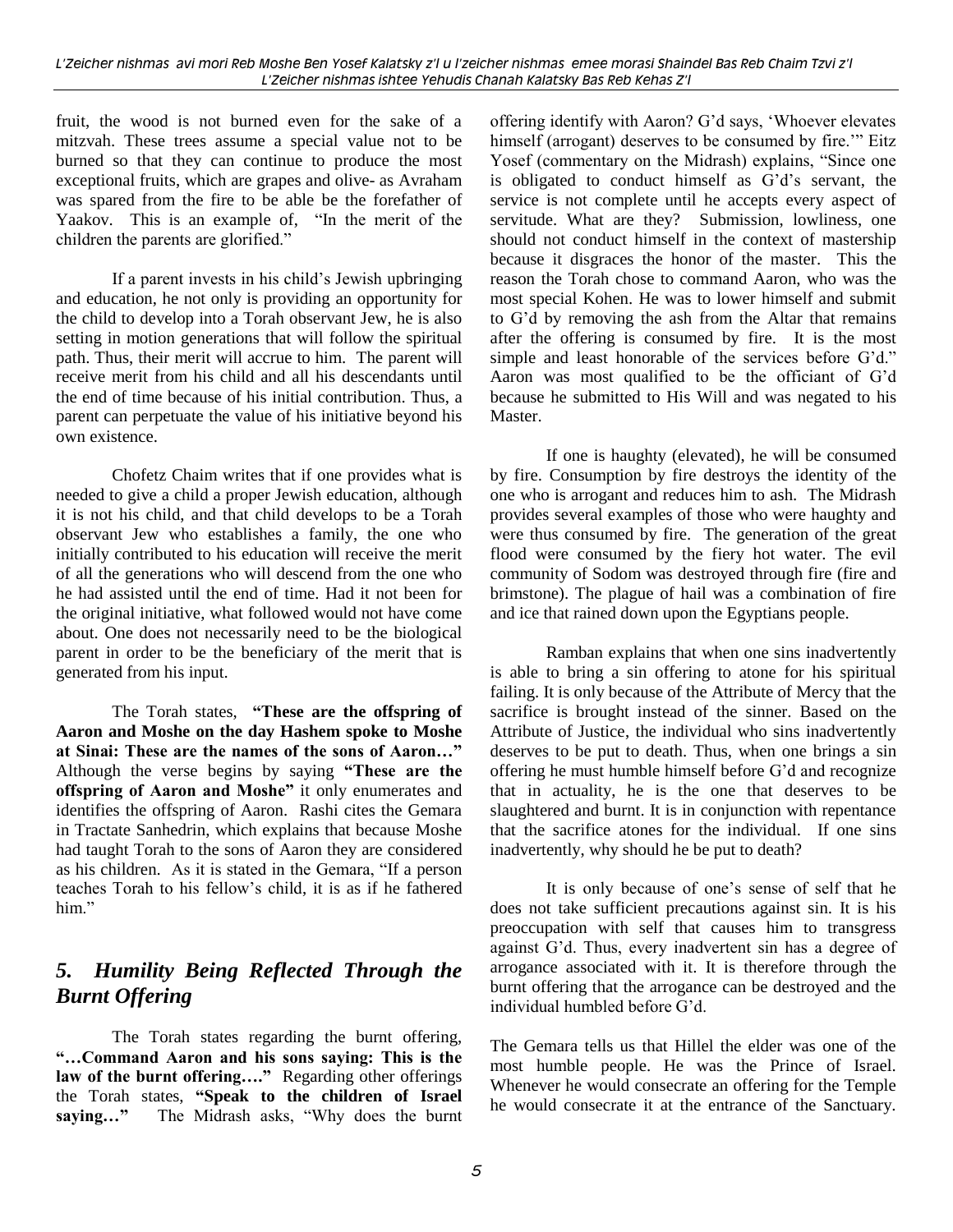fruit, the wood is not burned even for the sake of a mitzvah. These trees assume a special value not to be burned so that they can continue to produce the most exceptional fruits, which are grapes and olive- as Avraham was spared from the fire to be able be the forefather of Yaakov. This is an example of, "In the merit of the children the parents are glorified."

If a parent invests in his child's Jewish upbringing and education, he not only is providing an opportunity for the child to develop into a Torah observant Jew, he is also setting in motion generations that will follow the spiritual path. Thus, their merit will accrue to him. The parent will receive merit from his child and all his descendants until the end of time because of his initial contribution. Thus, a parent can perpetuate the value of his initiative beyond his own existence.

Chofetz Chaim writes that if one provides what is needed to give a child a proper Jewish education, although it is not his child, and that child develops to be a Torah observant Jew who establishes a family, the one who initially contributed to his education will receive the merit of all the generations who will descend from the one who he had assisted until the end of time. Had it not been for the original initiative, what followed would not have come about. One does not necessarily need to be the biological parent in order to be the beneficiary of the merit that is generated from his input.

The Torah states, **"These are the offspring of Aaron and Moshe on the day Hashem spoke to Moshe at Sinai: These are the names of the sons of Aaron…"** Although the verse begins by saying **"These are the offspring of Aaron and Moshe"** it only enumerates and identifies the offspring of Aaron. Rashi cites the Gemara in Tractate Sanhedrin, which explains that because Moshe had taught Torah to the sons of Aaron they are considered as his children. As it is stated in the Gemara, "If a person teaches Torah to his fellow's child, it is as if he fathered him."

## *5. Humility Being Reflected Through the Burnt Offering*

The Torah states regarding the burnt offering, **"…Command Aaron and his sons saying: This is the law of the burnt offering…."** Regarding other offerings the Torah states, **"Speak to the children of Israel saying…"** The Midrash asks, "Why does the burnt offering identify with Aaron? G'd says, 'Whoever elevates himself (arrogant) deserves to be consumed by fire.'" Eitz Yosef (commentary on the Midrash) explains, "Since one is obligated to conduct himself as G'd's servant, the service is not complete until he accepts every aspect of servitude. What are they? Submission, lowliness, one should not conduct himself in the context of mastership because it disgraces the honor of the master. This the reason the Torah chose to command Aaron, who was the most special Kohen. He was to lower himself and submit to G'd by removing the ash from the Altar that remains after the offering is consumed by fire. It is the most simple and least honorable of the services before G'd." Aaron was most qualified to be the officiant of G'd because he submitted to His Will and was negated to his Master.

If one is haughty (elevated), he will be consumed by fire. Consumption by fire destroys the identity of the one who is arrogant and reduces him to ash. The Midrash provides several examples of those who were haughty and were thus consumed by fire. The generation of the great flood were consumed by the fiery hot water. The evil community of Sodom was destroyed through fire (fire and brimstone). The plague of hail was a combination of fire and ice that rained down upon the Egyptians people.

Ramban explains that when one sins inadvertently is able to bring a sin offering to atone for his spiritual failing. It is only because of the Attribute of Mercy that the sacrifice is brought instead of the sinner. Based on the Attribute of Justice, the individual who sins inadvertently deserves to be put to death. Thus, when one brings a sin offering he must humble himself before G'd and recognize that in actuality, he is the one that deserves to be slaughtered and burnt. It is in conjunction with repentance that the sacrifice atones for the individual. If one sins inadvertently, why should he be put to death?

It is only because of one's sense of self that he does not take sufficient precautions against sin. It is his preoccupation with self that causes him to transgress against G'd. Thus, every inadvertent sin has a degree of arrogance associated with it. It is therefore through the burnt offering that the arrogance can be destroyed and the individual humbled before G'd.

The Gemara tells us that Hillel the elder was one of the most humble people. He was the Prince of Israel. Whenever he would consecrate an offering for the Temple he would consecrate it at the entrance of the Sanctuary.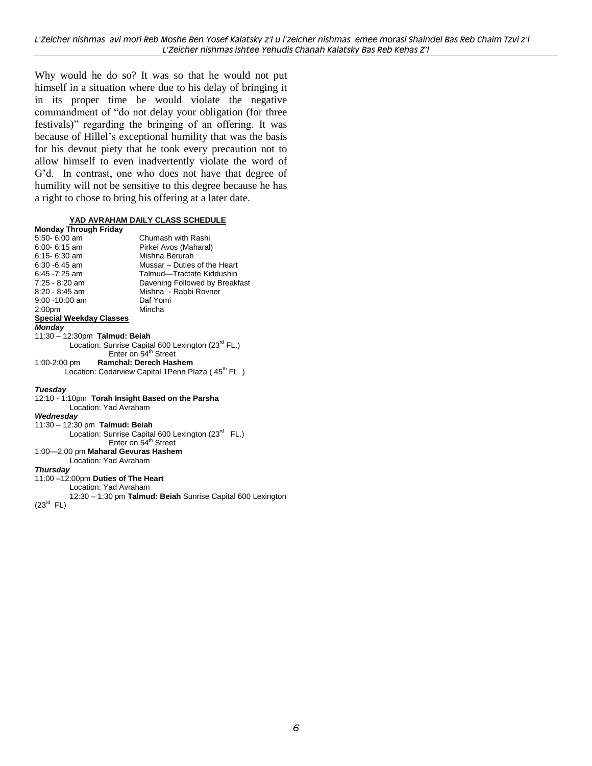Why would he do so? It was so that he would not put himself in a situation where due to his delay of bringing it in its proper time he would violate the negative commandment of "do not delay your obligation (for three festivals)" regarding the bringing of an offering. It was because of Hillel's exceptional humility that was the basis for his devout piety that he took every precaution not to allow himself to even inadvertently violate the word of G'd. In contrast, one who does not have that degree of humility will not be sensitive to this degree because he has a right to chose to bring his offering at a later date.

## YAD AVRAHAM DAILY CLASS SCHEDULE

**Monday Through Friday**

| | |
|---|---|
| 5:50- 6:00 am | Chumash with Rashi |
| 6:00- 6:15 am | Pirkei Avos (Maharal) |
| 6:15- 6:30 am | Mishna Berurah |
| 6:30 -6:45 am | Mussar – Duties of the Heart |
| 6:45 -7:25 am | Talmud—Tractate Kiddushin |
| 7:25 - 8:20 am | Davening Followed by Breakfast |
| 8:20 - 8:45 am | Mishna - Rabbi Rovner |
| 9:00 -10:00 am | Daf Yomi |
| 2:00pm | Mincha |

**Special Weekday Classes**

***Monday***

11:30 – 12:30pm **Talmud: Beiah**
Location: Sunrise Capital 600 Lexington (23rd FL.)
Enter on 54th Street

1:00-2:00 pm **Ramchal: Derech Hashem**
Location: Cedarview Capital 1Penn Plaza ( 45th FL. )

***Tuesday***

12:10 - 1:10pm **Torah Insight Based on the Parsha**
Location: Yad Avraham

***Wednesday***

11:30 – 12:30 pm **Talmud: Beiah**
Location: Sunrise Capital 600 Lexington (23rd FL.)
Enter on 54th Street

1:00—2:00 pm **Maharal Gevuras Hashem**
Location: Yad Avraham

***Thursday***

11:00 –12:00pm **Duties of The Heart**
Location: Yad Avraham

12:30 – 1:30 pm **Talmud: Beiah** Sunrise Capital 600 Lexington (23rd FL)